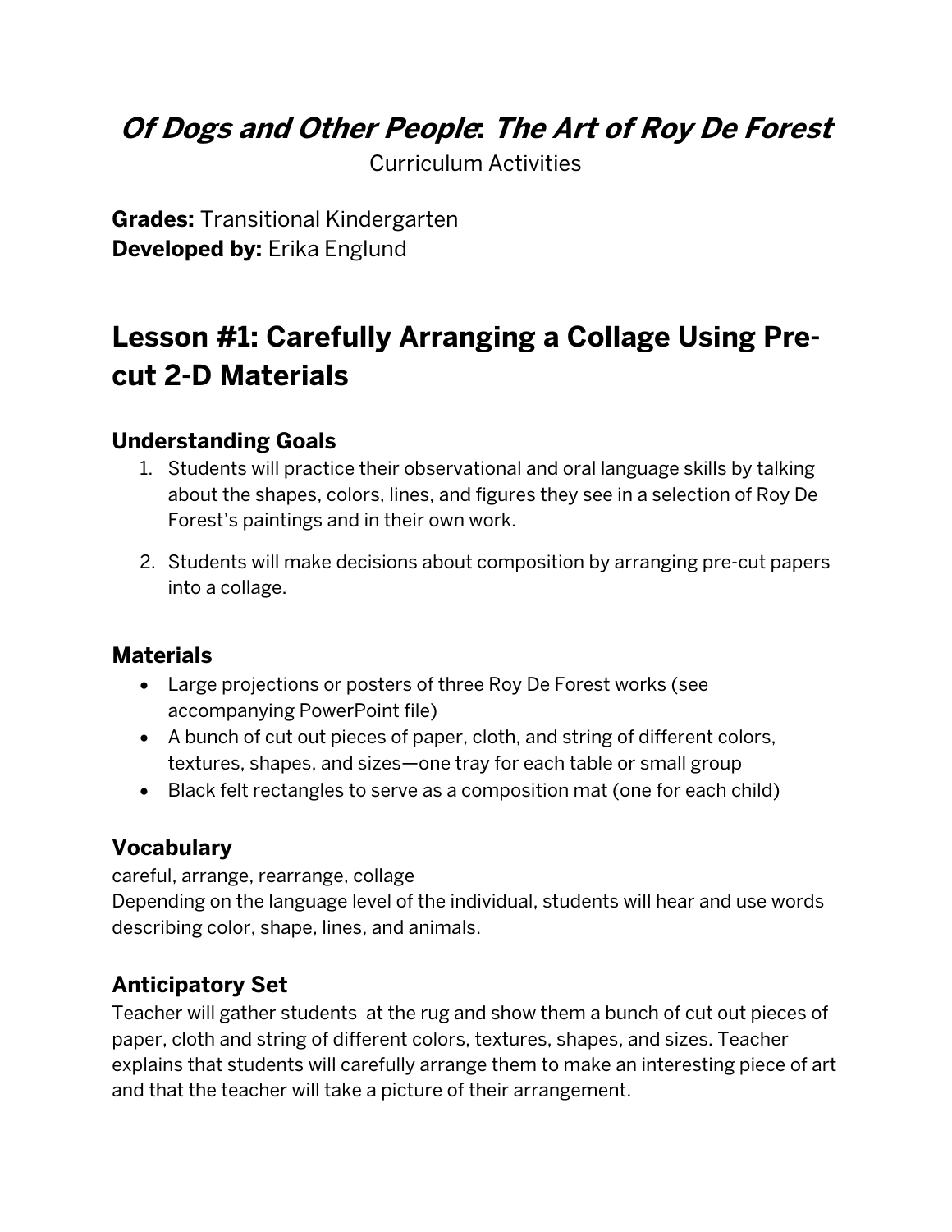# *Of Dogs and Other People*: *The Art of Roy De Forest*

Curriculum Activities

**Grades:** Transitional Kindergarten
**Developed by:** Erika Englund

## Lesson #1: Carefully Arranging a Collage Using Pre-cut 2-D Materials

### Understanding Goals

1. Students will practice their observational and oral language skills by talking about the shapes, colors, lines, and figures they see in a selection of Roy De Forest's paintings and in their own work.
2. Students will make decisions about composition by arranging pre-cut papers into a collage.

### Materials

- Large projections or posters of three Roy De Forest works (see accompanying PowerPoint file)
- A bunch of cut out pieces of paper, cloth, and string of different colors, textures, shapes, and sizes—one tray for each table or small group
- Black felt rectangles to serve as a composition mat (one for each child)

### Vocabulary

careful, arrange, rearrange, collage
Depending on the language level of the individual, students will hear and use words describing color, shape, lines, and animals.

### Anticipatory Set

Teacher will gather students at the rug and show them a bunch of cut out pieces of paper, cloth and string of different colors, textures, shapes, and sizes. Teacher explains that students will carefully arrange them to make an interesting piece of art and that the teacher will take a picture of their arrangement.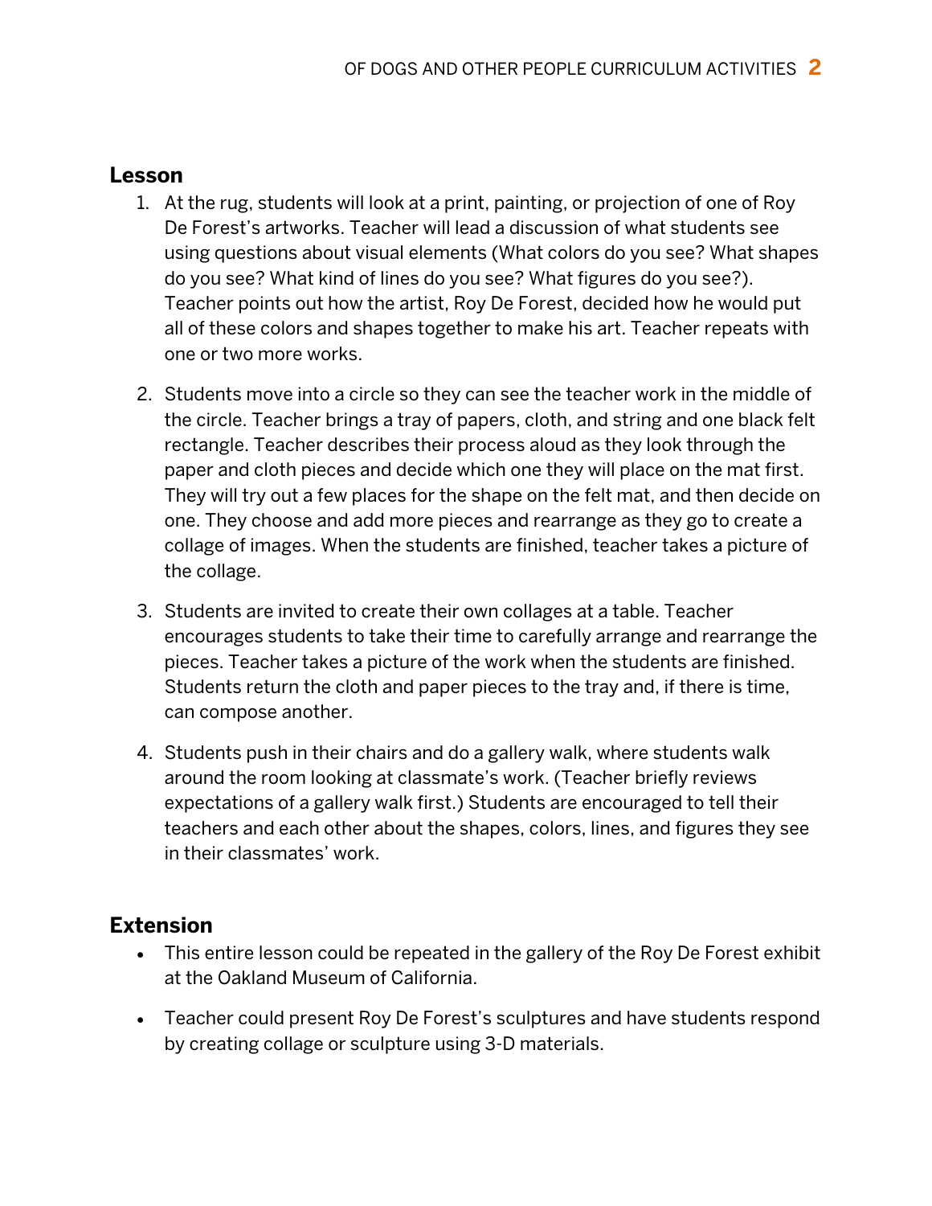## Lesson

1. At the rug, students will look at a print, painting, or projection of one of Roy De Forest's artworks. Teacher will lead a discussion of what students see using questions about visual elements (What colors do you see? What shapes do you see? What kind of lines do you see? What figures do you see?). Teacher points out how the artist, Roy De Forest, decided how he would put all of these colors and shapes together to make his art. Teacher repeats with one or two more works.

2. Students move into a circle so they can see the teacher work in the middle of the circle. Teacher brings a tray of papers, cloth, and string and one black felt rectangle. Teacher describes their process aloud as they look through the paper and cloth pieces and decide which one they will place on the mat first. They will try out a few places for the shape on the felt mat, and then decide on one. They choose and add more pieces and rearrange as they go to create a collage of images. When the students are finished, teacher takes a picture of the collage.

3. Students are invited to create their own collages at a table. Teacher encourages students to take their time to carefully arrange and rearrange the pieces. Teacher takes a picture of the work when the students are finished. Students return the cloth and paper pieces to the tray and, if there is time, can compose another.

4. Students push in their chairs and do a gallery walk, where students walk around the room looking at classmate's work. (Teacher briefly reviews expectations of a gallery walk first.) Students are encouraged to tell their teachers and each other about the shapes, colors, lines, and figures they see in their classmates' work.

## Extension

- This entire lesson could be repeated in the gallery of the Roy De Forest exhibit at the Oakland Museum of California.
- Teacher could present Roy De Forest's sculptures and have students respond by creating collage or sculpture using 3-D materials.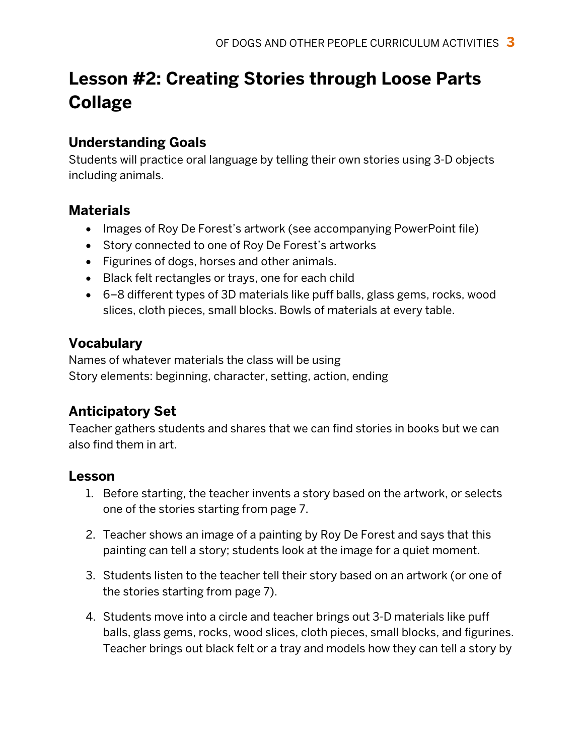# Lesson #2: Creating Stories through Loose Parts Collage

## Understanding Goals

Students will practice oral language by telling their own stories using 3-D objects including animals.

## Materials

- Images of Roy De Forest's artwork (see accompanying PowerPoint file)
- Story connected to one of Roy De Forest's artworks
- Figurines of dogs, horses and other animals.
- Black felt rectangles or trays, one for each child
- 6–8 different types of 3D materials like puff balls, glass gems, rocks, wood slices, cloth pieces, small blocks. Bowls of materials at every table.

## Vocabulary

Names of whatever materials the class will be using
Story elements: beginning, character, setting, action, ending

## Anticipatory Set

Teacher gathers students and shares that we can find stories in books but we can also find them in art.

## Lesson

1. Before starting, the teacher invents a story based on the artwork, or selects one of the stories starting from page 7.

2. Teacher shows an image of a painting by Roy De Forest and says that this painting can tell a story; students look at the image for a quiet moment.

3. Students listen to the teacher tell their story based on an artwork (or one of the stories starting from page 7).

4. Students move into a circle and teacher brings out 3-D materials like puff balls, glass gems, rocks, wood slices, cloth pieces, small blocks, and figurines. Teacher brings out black felt or a tray and models how they can tell a story by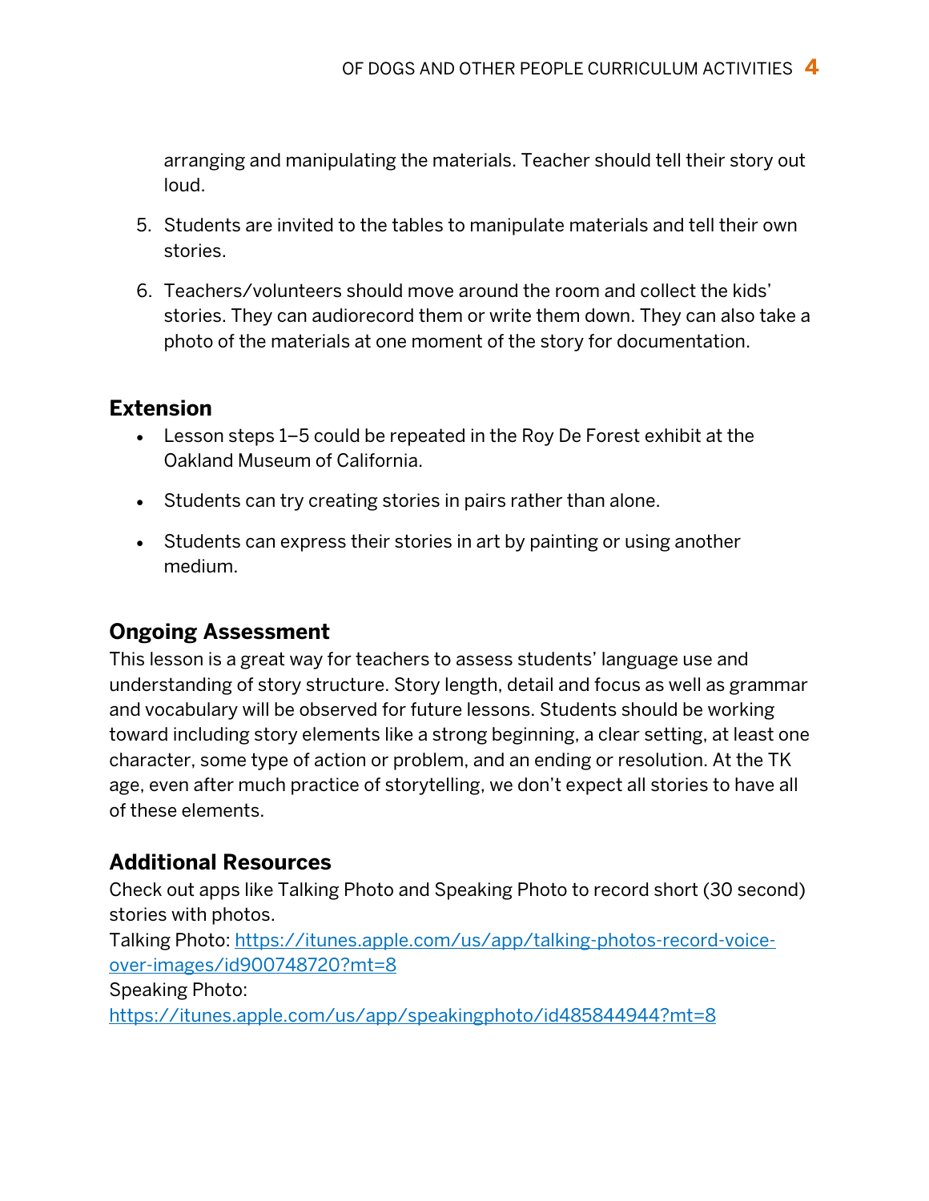arranging and manipulating the materials. Teacher should tell their story out loud.

5. Students are invited to the tables to manipulate materials and tell their own stories.
6. Teachers/volunteers should move around the room and collect the kids' stories. They can audiorecord them or write them down. They can also take a photo of the materials at one moment of the story for documentation.

## Extension

- Lesson steps 1–5 could be repeated in the Roy De Forest exhibit at the Oakland Museum of California.
- Students can try creating stories in pairs rather than alone.
- Students can express their stories in art by painting or using another medium.

## Ongoing Assessment

This lesson is a great way for teachers to assess students' language use and understanding of story structure. Story length, detail and focus as well as grammar and vocabulary will be observed for future lessons. Students should be working toward including story elements like a strong beginning, a clear setting, at least one character, some type of action or problem, and an ending or resolution. At the TK age, even after much practice of storytelling, we don't expect all stories to have all of these elements.

## Additional Resources

Check out apps like Talking Photo and Speaking Photo to record short (30 second) stories with photos.
Talking Photo: [https://itunes.apple.com/us/app/talking-photos-record-voice-over-images/id900748720?mt=8](https://itunes.apple.com/us/app/talking-photos-record-voice-over-images/id900748720?mt=8)
Speaking Photo:
[https://itunes.apple.com/us/app/speakingphoto/id485844944?mt=8](https://itunes.apple.com/us/app/speakingphoto/id485844944?mt=8)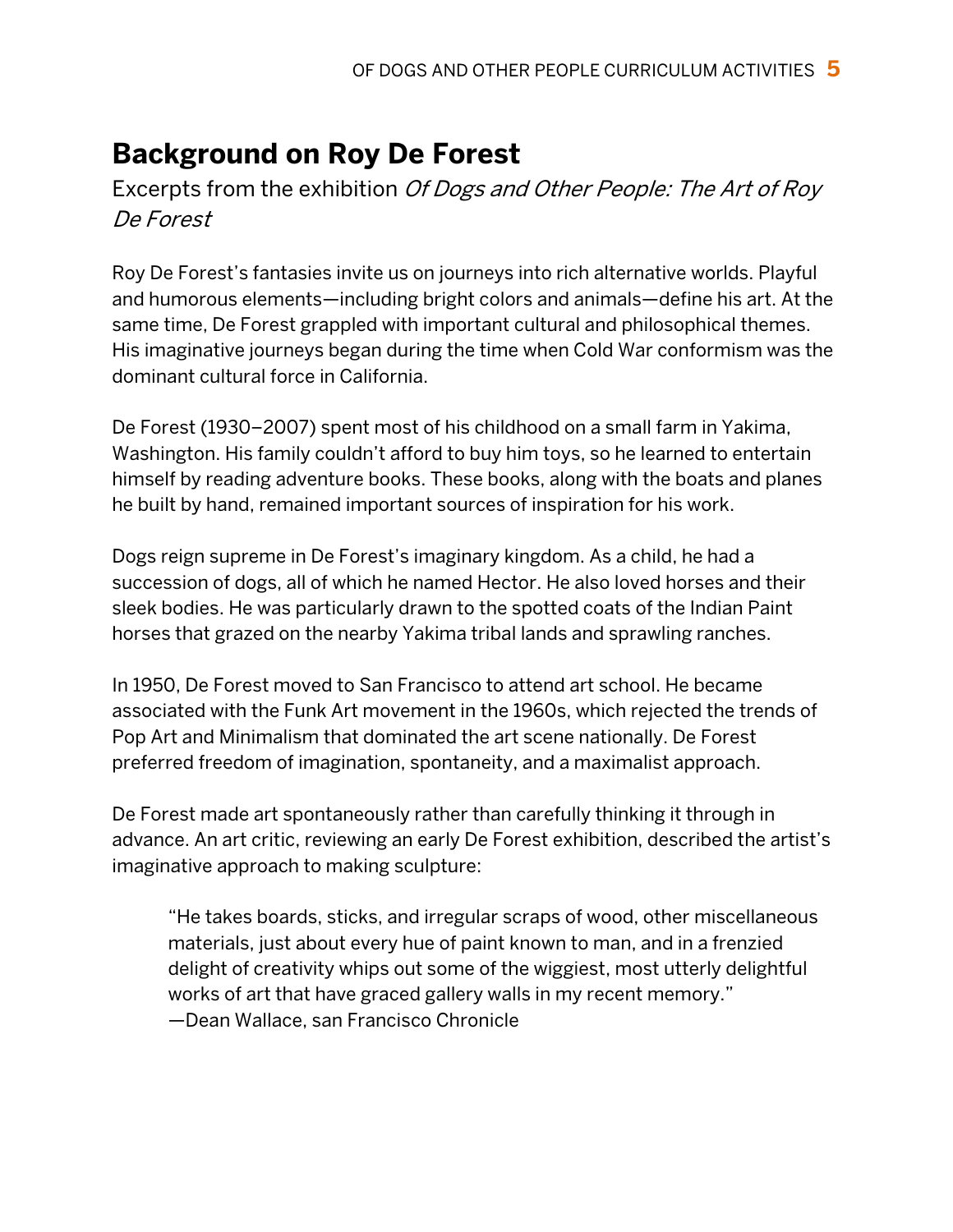# Background on Roy De Forest

Excerpts from the exhibition *Of Dogs and Other People: The Art of Roy De Forest*

Roy De Forest's fantasies invite us on journeys into rich alternative worlds. Playful and humorous elements—including bright colors and animals—define his art. At the same time, De Forest grappled with important cultural and philosophical themes. His imaginative journeys began during the time when Cold War conformism was the dominant cultural force in California.

De Forest (1930–2007) spent most of his childhood on a small farm in Yakima, Washington. His family couldn't afford to buy him toys, so he learned to entertain himself by reading adventure books. These books, along with the boats and planes he built by hand, remained important sources of inspiration for his work.

Dogs reign supreme in De Forest's imaginary kingdom. As a child, he had a succession of dogs, all of which he named Hector. He also loved horses and their sleek bodies. He was particularly drawn to the spotted coats of the Indian Paint horses that grazed on the nearby Yakima tribal lands and sprawling ranches.

In 1950, De Forest moved to San Francisco to attend art school. He became associated with the Funk Art movement in the 1960s, which rejected the trends of Pop Art and Minimalism that dominated the art scene nationally. De Forest preferred freedom of imagination, spontaneity, and a maximalist approach.

De Forest made art spontaneously rather than carefully thinking it through in advance. An art critic, reviewing an early De Forest exhibition, described the artist's imaginative approach to making sculpture:

> "He takes boards, sticks, and irregular scraps of wood, other miscellaneous materials, just about every hue of paint known to man, and in a frenzied delight of creativity whips out some of the wiggiest, most utterly delightful works of art that have graced gallery walls in my recent memory."
> —Dean Wallace, san Francisco Chronicle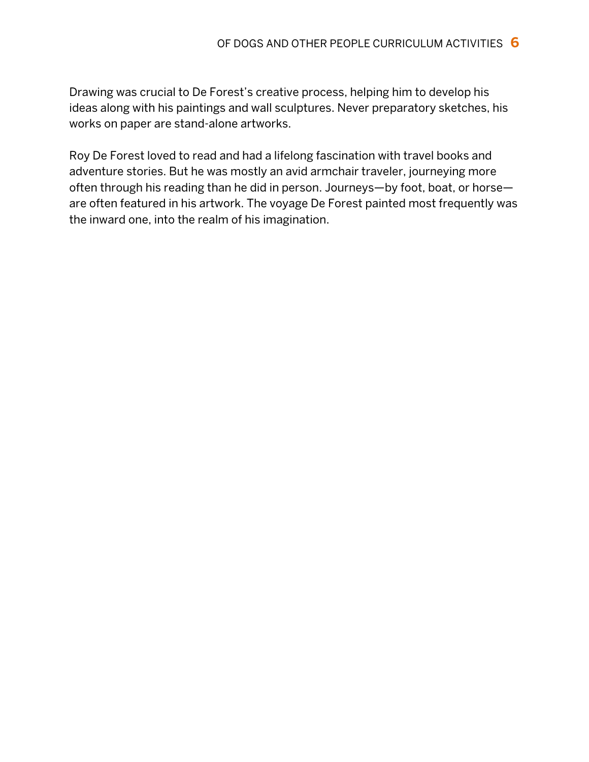Drawing was crucial to De Forest's creative process, helping him to develop his ideas along with his paintings and wall sculptures. Never preparatory sketches, his works on paper are stand-alone artworks.

Roy De Forest loved to read and had a lifelong fascination with travel books and adventure stories. But he was mostly an avid armchair traveler, journeying more often through his reading than he did in person. Journeys—by foot, boat, or horse—are often featured in his artwork. The voyage De Forest painted most frequently was the inward one, into the realm of his imagination.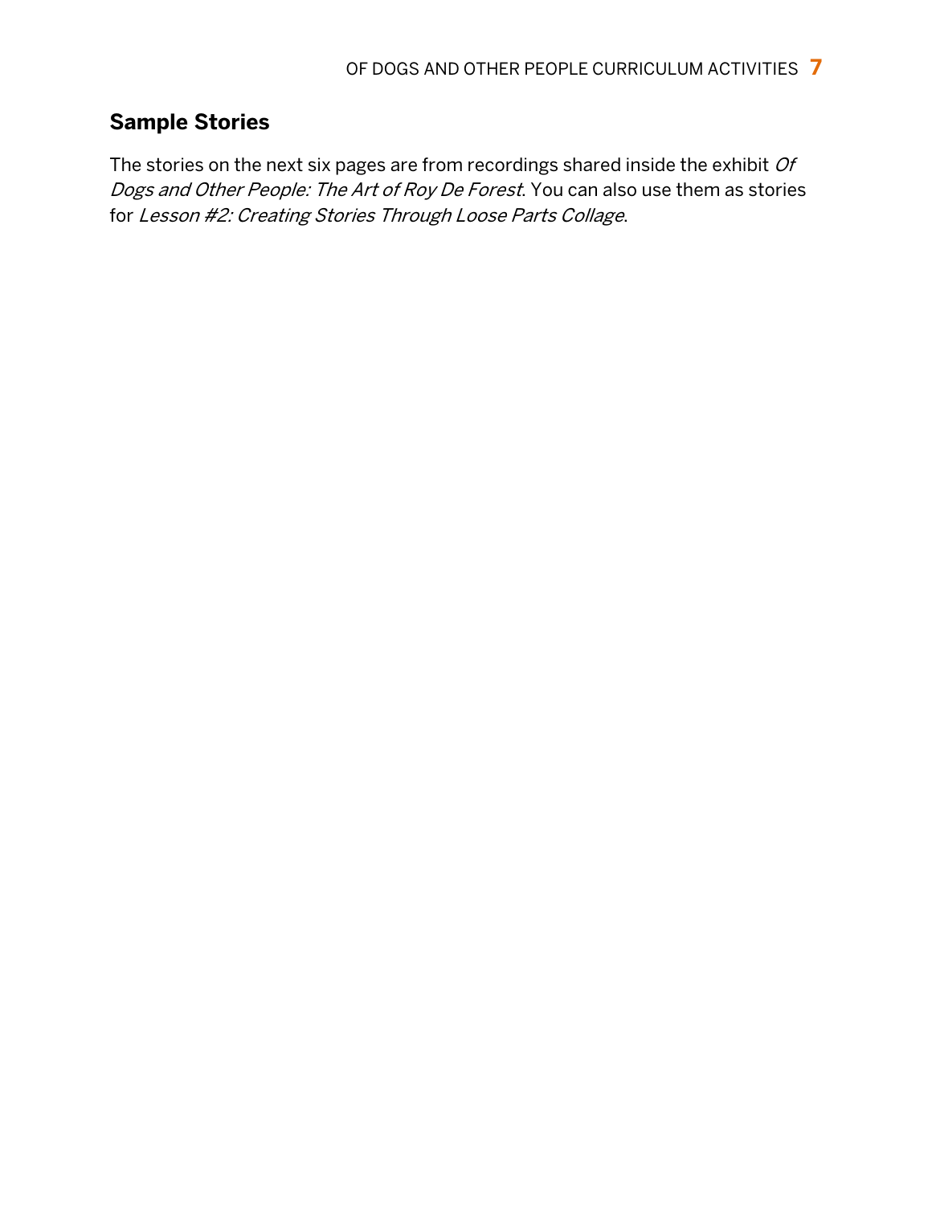## Sample Stories

The stories on the next six pages are from recordings shared inside the exhibit *Of Dogs and Other People: The Art of Roy De Forest*. You can also use them as stories for *Lesson #2: Creating Stories Through Loose Parts Collage*.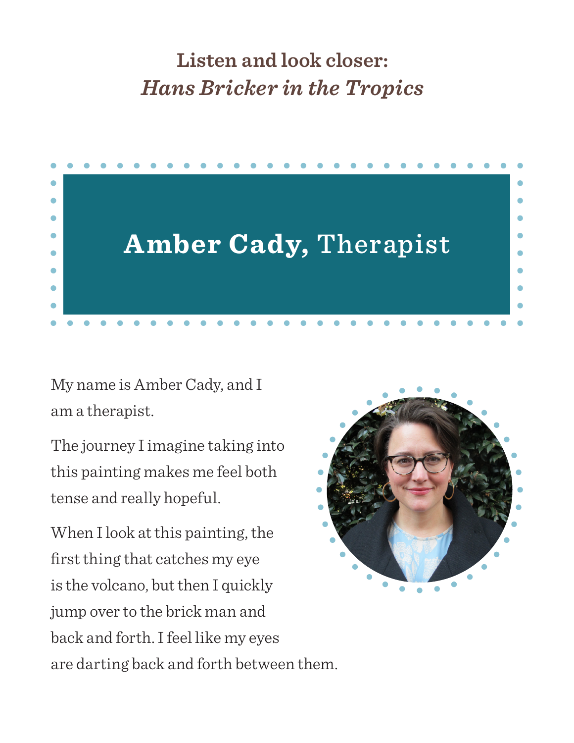## Listen and look closer: *Hans Bricker in the Tropics*

# **Amber Cady,** Therapist

My name is Amber Cady, and I am a therapist.

The journey I imagine taking into this painting makes me feel both tense and really hopeful.

When I look at this painting, the first thing that catches my eye is the volcano, but then I quickly jump over to the brick man and back and forth. I feel like my eyes are darting back and forth between them.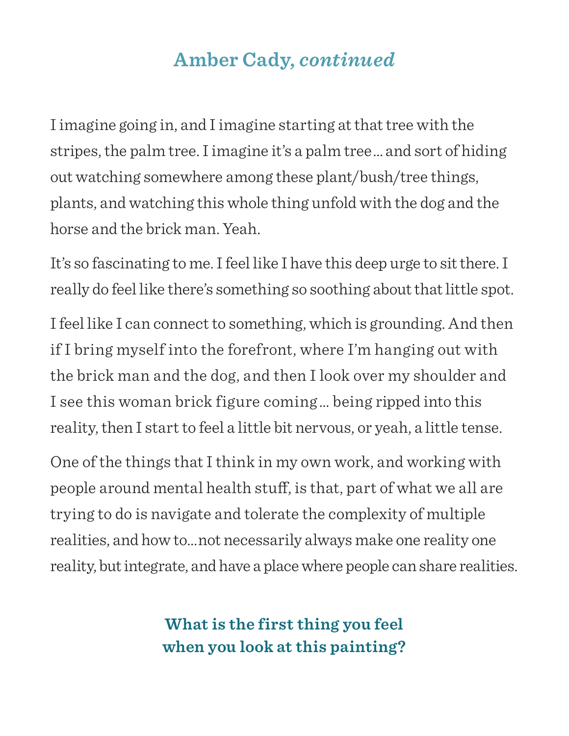## Amber Cady, *continued*

I imagine going in, and I imagine starting at that tree with the stripes, the palm tree. I imagine it's a palm tree… and sort of hiding out watching somewhere among these plant/bush/tree things, plants, and watching this whole thing unfold with the dog and the horse and the brick man. Yeah.

It's so fascinating to me. I feel like I have this deep urge to sit there. I really do feel like there's something so soothing about that little spot.

I feel like I can connect to something, which is grounding. And then if I bring myself into the forefront, where I'm hanging out with the brick man and the dog, and then I look over my shoulder and I see this woman brick figure coming… being ripped into this reality, then I start to feel a little bit nervous, or yeah, a little tense.

One of the things that I think in my own work, and working with people around mental health stuff, is that, part of what we all are trying to do is navigate and tolerate the complexity of multiple realities, and how to…not necessarily always make one reality one reality, but integrate, and have a place where people can share realities.

### What is the first thing you feel when you look at this painting?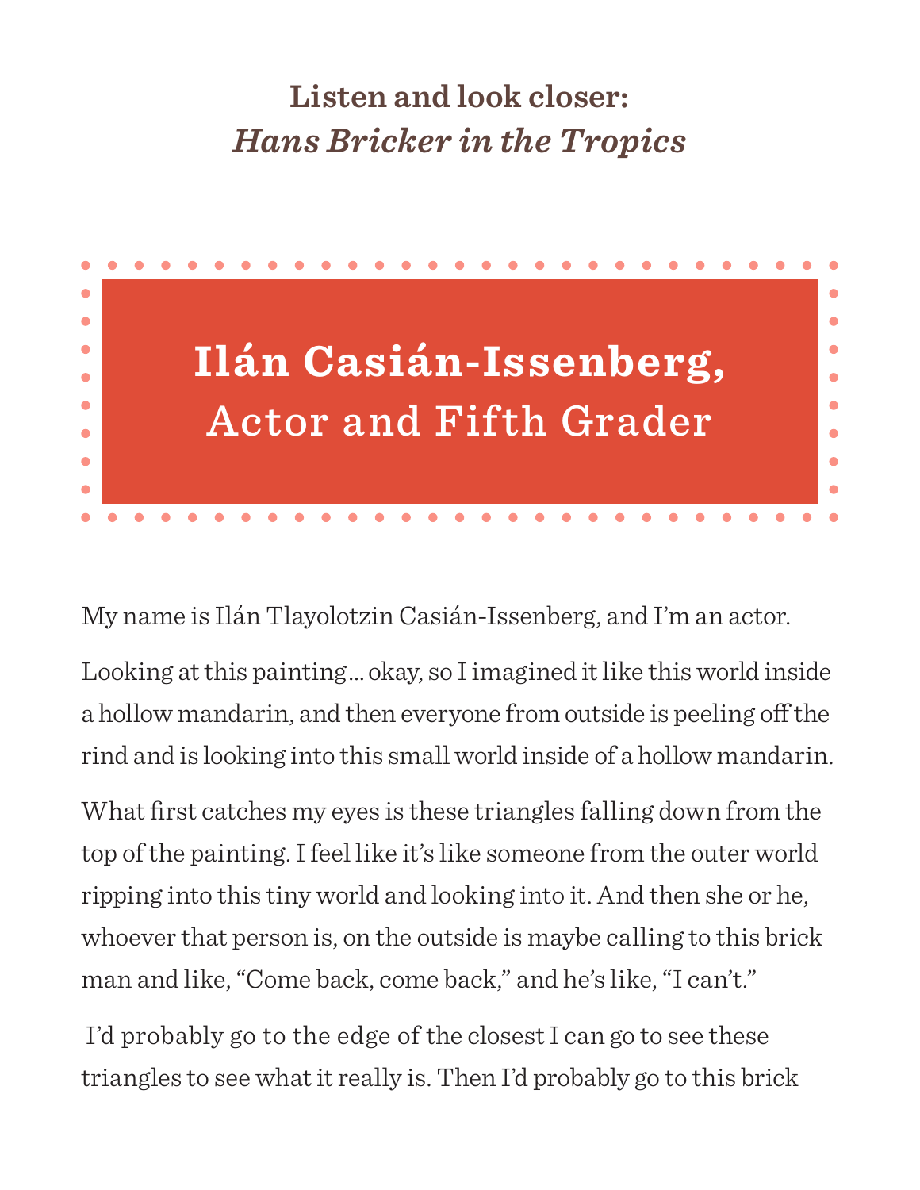## Listen and look closer: *Hans Bricker in the Tropics*

# **Ilán Casián-Issenberg,** Actor and Fifth Grader

My name is Ilán Tlayolotzin Casián-Issenberg, and I'm an actor.

Looking at this painting... okay, so I imagined it like this world inside a hollow mandarin, and then everyone from outside is peeling off the rind and is looking into this small world inside of a hollow mandarin.

What first catches my eyes is these triangles falling down from the top of the painting. I feel like it's like someone from the outer world ripping into this tiny world and looking into it. And then she or he, whoever that person is, on the outside is maybe calling to this brick man and like, "Come back, come back," and he's like, "I can't."

I'd probably go to the edge of the closest I can go to see these triangles to see what it really is. Then I'd probably go to this brick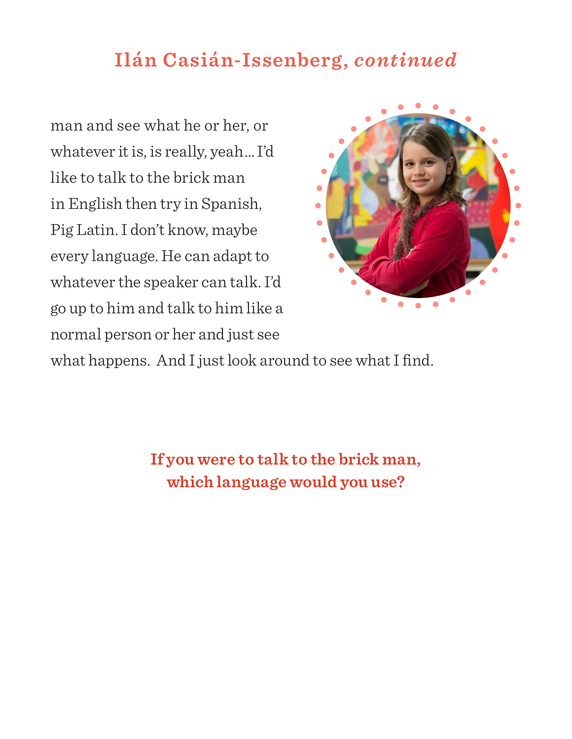## Ilán Casián-Issenberg, *continued*

man and see what he or her, or whatever it is, is really, yeah… I'd like to talk to the brick man in English then try in Spanish, Pig Latin. I don't know, maybe every language. He can adapt to whatever the speaker can talk. I'd go up to him and talk to him like a normal person or her and just see what happens. And I just look around to see what I find.

**If you were to talk to the brick man, which language would you use?**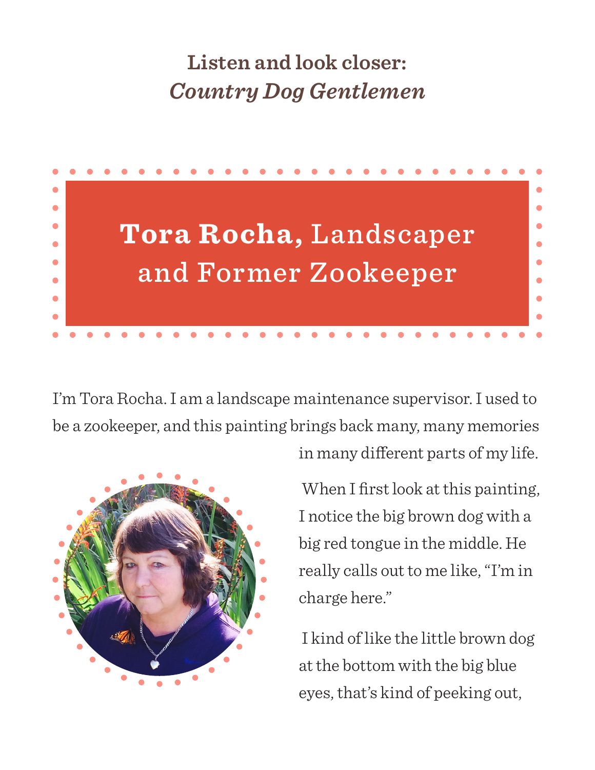# Listen and look closer: *Country Dog Gentlemen*

## **Tora Rocha,** Landscaper and Former Zookeeper

I'm Tora Rocha. I am a landscape maintenance supervisor. I used to be a zookeeper, and this painting brings back many, many memories in many different parts of my life.

When I first look at this painting, I notice the big brown dog with a big red tongue in the middle. He really calls out to me like, "I'm in charge here."

I kind of like the little brown dog at the bottom with the big blue eyes, that's kind of peeking out,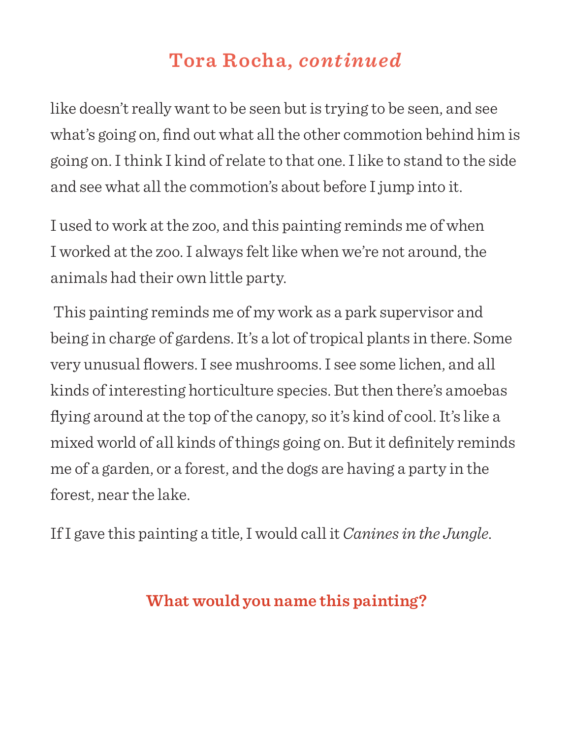## Tora Rocha, *continued*

like doesn't really want to be seen but is trying to be seen, and see what's going on, find out what all the other commotion behind him is going on. I think I kind of relate to that one. I like to stand to the side and see what all the commotion's about before I jump into it.

I used to work at the zoo, and this painting reminds me of when I worked at the zoo. I always felt like when we're not around, the animals had their own little party.

This painting reminds me of my work as a park supervisor and being in charge of gardens. It's a lot of tropical plants in there. Some very unusual flowers. I see mushrooms. I see some lichen, and all kinds of interesting horticulture species. But then there's amoebas flying around at the top of the canopy, so it's kind of cool. It's like a mixed world of all kinds of things going on. But it definitely reminds me of a garden, or a forest, and the dogs are having a party in the forest, near the lake.

If I gave this painting a title, I would call it *Canines in the Jungle*.

**What would you name this painting?**